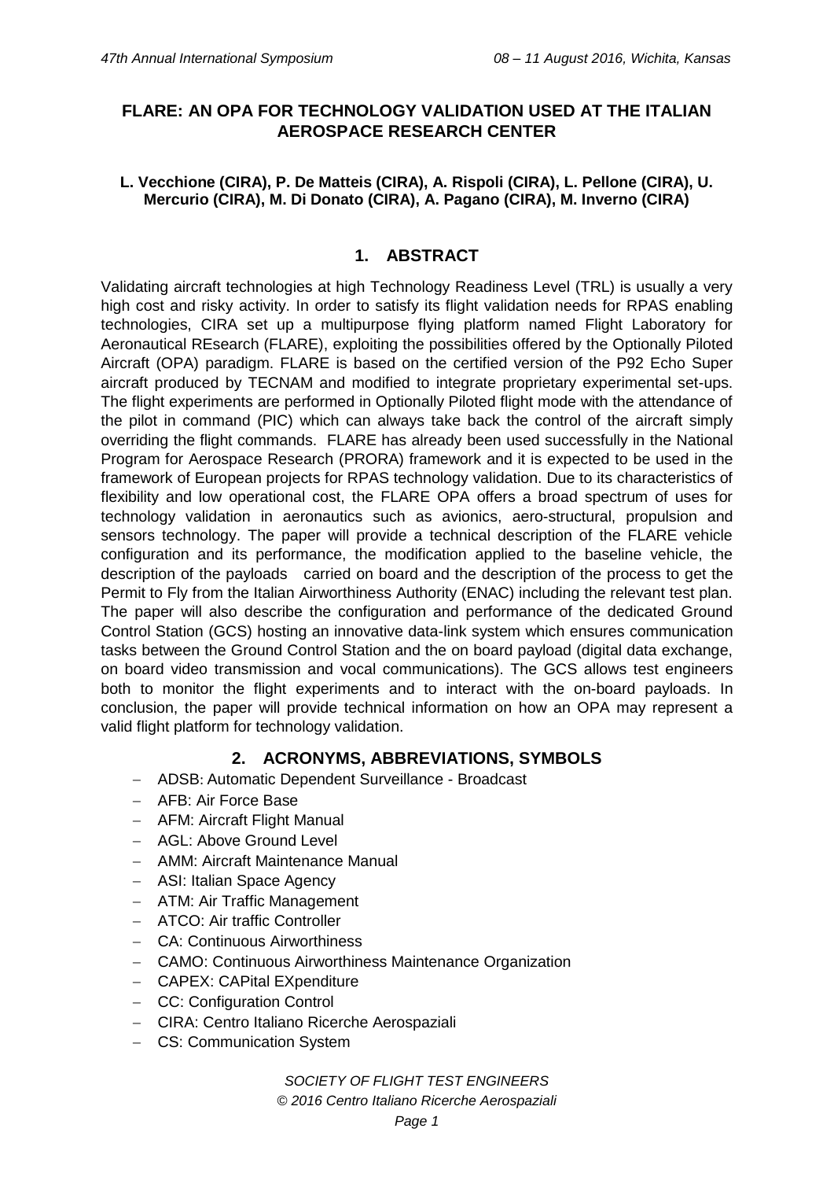# FLARE: AN OPA FOR TECHNOLOGY VALIDATION USED AT THE ITALIAN AEROSPACE RESEARCH CENTER

**L. Vecchione (CIRA), P. De Matteis (CIRA), A. Rispoli (CIRA), L. Pellone (CIRA), U. Mercurio (CIRA), M. Di Donato (CIRA), A. Pagano (CIRA), M. Inverno (CIRA)**

## 1. ABSTRACT

Validating aircraft technologies at high Technology Readiness Level (TRL) is usually a very high cost and risky activity. In order to satisfy its flight validation needs for RPAS enabling technologies, CIRA set up a multipurpose flying platform named Flight Laboratory for Aeronautical REsearch (FLARE), exploiting the possibilities offered by the Optionally Piloted Aircraft (OPA) paradigm. FLARE is based on the certified version of the P92 Echo Super aircraft produced by TECNAM and modified to integrate proprietary experimental set-ups. The flight experiments are performed in Optionally Piloted flight mode with the attendance of the pilot in command (PIC) which can always take back the control of the aircraft simply overriding the flight commands. FLARE has already been used successfully in the National Program for Aerospace Research (PRORA) framework and it is expected to be used in the framework of European projects for RPAS technology validation. Due to its characteristics of flexibility and low operational cost, the FLARE OPA offers a broad spectrum of uses for technology validation in aeronautics such as avionics, aero-structural, propulsion and sensors technology. The paper will provide a technical description of the FLARE vehicle configuration and its performance, the modification applied to the baseline vehicle, the description of the payloads carried on board and the description of the process to get the Permit to Fly from the Italian Airworthiness Authority (ENAC) including the relevant test plan. The paper will also describe the configuration and performance of the dedicated Ground Control Station (GCS) hosting an innovative data-link system which ensures communication tasks between the Ground Control Station and the on board payload (digital data exchange, on board video transmission and vocal communications). The GCS allows test engineers both to monitor the flight experiments and to interact with the on-board payloads. In conclusion, the paper will provide technical information on how an OPA may represent a valid flight platform for technology validation.

## 2. ACRONYMS, ABBREVIATIONS, SYMBOLS

- ADSB: Automatic Dependent Surveillance - Broadcast
- AFB: Air Force Base
- AFM: Aircraft Flight Manual
- AGL: Above Ground Level
- AMM: Aircraft Maintenance Manual
- ASI: Italian Space Agency
- ATM: Air Traffic Management
- ATCO: Air traffic Controller
- CA: Continuous Airworthiness
- CAMO: Continuous Airworthiness Maintenance Organization
- CAPEX: CAPital EXpenditure
- CC: Configuration Control
- CIRA: Centro Italiano Ricerche Aerospaziali
- CS: Communication System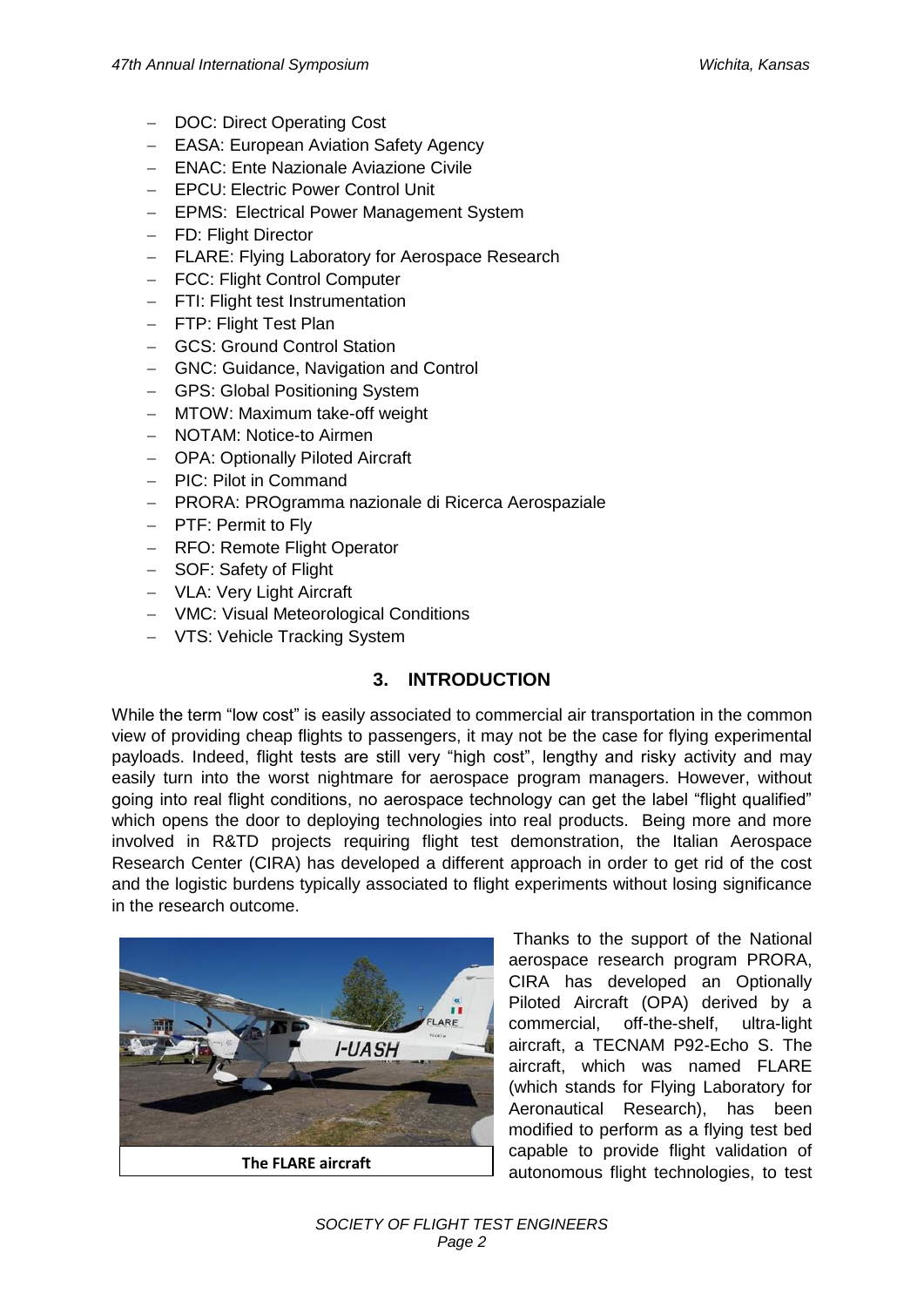- DOC: Direct Operating Cost
- EASA: European Aviation Safety Agency
- ENAC: Ente Nazionale Aviazione Civile
- EPCU: Electric Power Control Unit
- EPMS: Electrical Power Management System
- FD: Flight Director
- FLARE: Flying Laboratory for Aerospace Research
- FCC: Flight Control Computer
- FTI: Flight test Instrumentation
- FTP: Flight Test Plan
- GCS: Ground Control Station
- GNC: Guidance, Navigation and Control
- GPS: Global Positioning System
- MTOW: Maximum take-off weight
- NOTAM: Notice-to Airmen
- OPA: Optionally Piloted Aircraft
- PIC: Pilot in Command
- PRORA: PROgramma nazionale di Ricerca Aerospaziale
- PTF: Permit to Fly
- RFO: Remote Flight Operator
- SOF: Safety of Flight
- VLA: Very Light Aircraft
- VMC: Visual Meteorological Conditions
- VTS: Vehicle Tracking System

## 3. INTRODUCTION

While the term "low cost" is easily associated to commercial air transportation in the common view of providing cheap flights to passengers, it may not be the case for flying experimental payloads. Indeed, flight tests are still very "high cost", lengthy and risky activity and may easily turn into the worst nightmare for aerospace program managers. However, without going into real flight conditions, no aerospace technology can get the label "flight qualified" which opens the door to deploying technologies into real products. Being more and more involved in R&TD projects requiring flight test demonstration, the Italian Aerospace Research Center (CIRA) has developed a different approach in order to get rid of the cost and the logistic burdens typically associated to flight experiments without losing significance in the research outcome.

**The FLARE aircraft**

Thanks to the support of the National aerospace research program PRORA, CIRA has developed an Optionally Piloted Aircraft (OPA) derived by a commercial, off-the-shelf, ultra-light aircraft, a TECNAM P92-Echo S. The aircraft, which was named FLARE (which stands for Flying Laboratory for Aeronautical Research), has been modified to perform as a flying test bed capable to provide flight validation of autonomous flight technologies, to test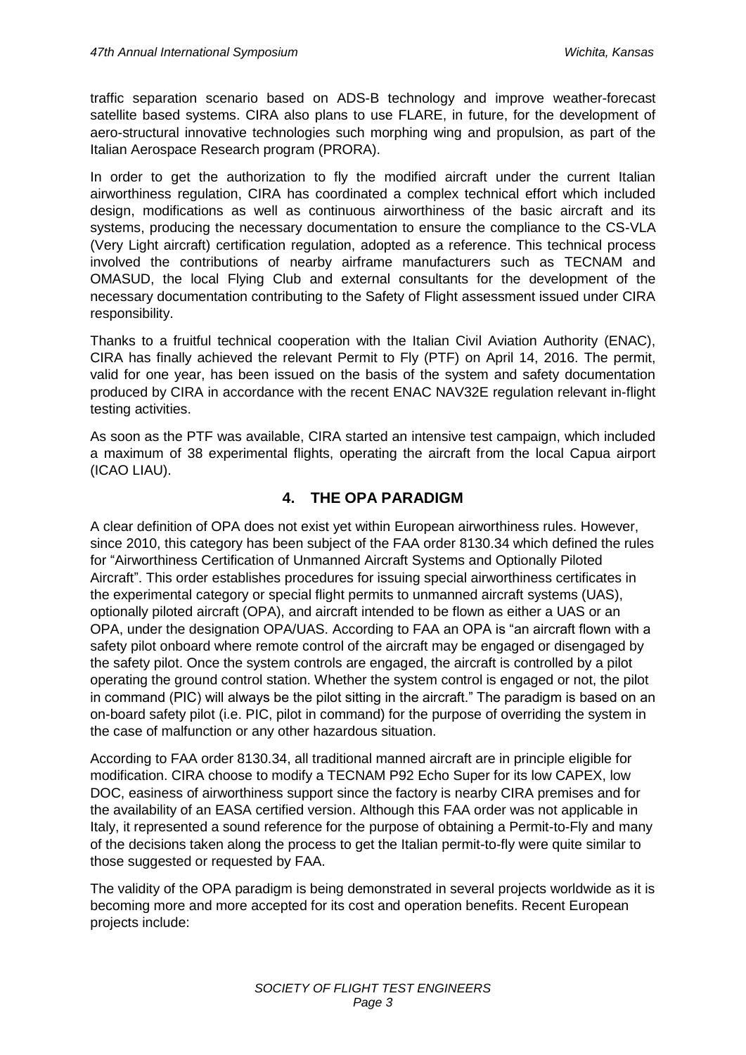traffic separation scenario based on ADS-B technology and improve weather-forecast satellite based systems. CIRA also plans to use FLARE, in future, for the development of aero-structural innovative technologies such morphing wing and propulsion, as part of the Italian Aerospace Research program (PRORA).

In order to get the authorization to fly the modified aircraft under the current Italian airworthiness regulation, CIRA has coordinated a complex technical effort which included design, modifications as well as continuous airworthiness of the basic aircraft and its systems, producing the necessary documentation to ensure the compliance to the CS-VLA (Very Light aircraft) certification regulation, adopted as a reference. This technical process involved the contributions of nearby airframe manufacturers such as TECNAM and OMASUD, the local Flying Club and external consultants for the development of the necessary documentation contributing to the Safety of Flight assessment issued under CIRA responsibility.

Thanks to a fruitful technical cooperation with the Italian Civil Aviation Authority (ENAC), CIRA has finally achieved the relevant Permit to Fly (PTF) on April 14, 2016. The permit, valid for one year, has been issued on the basis of the system and safety documentation produced by CIRA in accordance with the recent ENAC NAV32E regulation relevant in-flight testing activities.

As soon as the PTF was available, CIRA started an intensive test campaign, which included a maximum of 38 experimental flights, operating the aircraft from the local Capua airport (ICAO LIAU).

## 4. THE OPA PARADIGM

A clear definition of OPA does not exist yet within European airworthiness rules. However, since 2010, this category has been subject of the FAA order 8130.34 which defined the rules for "Airworthiness Certification of Unmanned Aircraft Systems and Optionally Piloted Aircraft". This order establishes procedures for issuing special airworthiness certificates in the experimental category or special flight permits to unmanned aircraft systems (UAS), optionally piloted aircraft (OPA), and aircraft intended to be flown as either a UAS or an OPA, under the designation OPA/UAS. According to FAA an OPA is "an aircraft flown with a safety pilot onboard where remote control of the aircraft may be engaged or disengaged by the safety pilot. Once the system controls are engaged, the aircraft is controlled by a pilot operating the ground control station. Whether the system control is engaged or not, the pilot in command (PIC) will always be the pilot sitting in the aircraft." The paradigm is based on an on-board safety pilot (i.e. PIC, pilot in command) for the purpose of overriding the system in the case of malfunction or any other hazardous situation.

According to FAA order 8130.34, all traditional manned aircraft are in principle eligible for modification. CIRA choose to modify a TECNAM P92 Echo Super for its low CAPEX, low DOC, easiness of airworthiness support since the factory is nearby CIRA premises and for the availability of an EASA certified version. Although this FAA order was not applicable in Italy, it represented a sound reference for the purpose of obtaining a Permit-to-Fly and many of the decisions taken along the process to get the Italian permit-to-fly were quite similar to those suggested or requested by FAA.

The validity of the OPA paradigm is being demonstrated in several projects worldwide as it is becoming more and more accepted for its cost and operation benefits. Recent European projects include: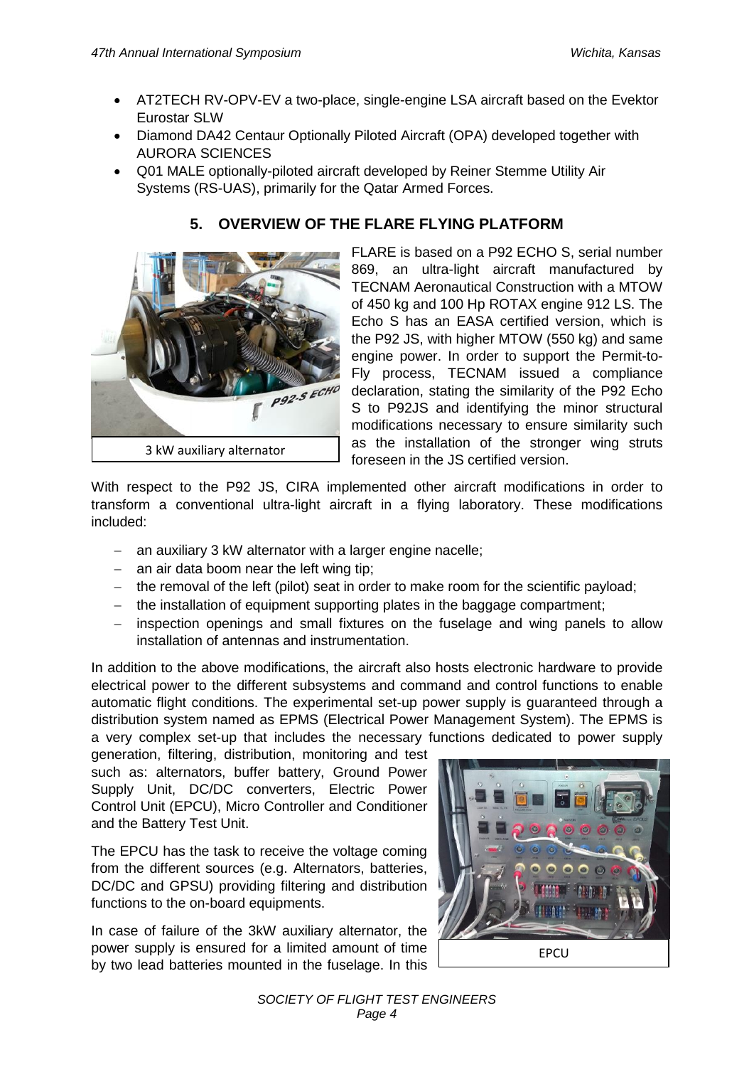- AT2TECH RV-OPV-EV a two-place, single-engine LSA aircraft based on the Evektor Eurostar SLW
- Diamond DA42 Centaur Optionally Piloted Aircraft (OPA) developed together with AURORA SCIENCES
- Q01 MALE optionally-piloted aircraft developed by Reiner Stemme Utility Air Systems (RS-UAS), primarily for the Qatar Armed Forces.

## 5. OVERVIEW OF THE FLARE FLYING PLATFORM

3 kW auxiliary alternator

FLARE is based on a P92 ECHO S, serial number 869, an ultra-light aircraft manufactured by TECNAM Aeronautical Construction with a MTOW of 450 kg and 100 Hp ROTAX engine 912 LS. The Echo S has an EASA certified version, which is the P92 JS, with higher MTOW (550 kg) and same engine power. In order to support the Permit-to-Fly process, TECNAM issued a compliance declaration, stating the similarity of the P92 Echo S to P92JS and identifying the minor structural modifications necessary to ensure similarity such as the installation of the stronger wing struts foreseen in the JS certified version.

With respect to the P92 JS, CIRA implemented other aircraft modifications in order to transform a conventional ultra-light aircraft in a flying laboratory. These modifications included:

- an auxiliary 3 kW alternator with a larger engine nacelle;
- an air data boom near the left wing tip;
- the removal of the left (pilot) seat in order to make room for the scientific payload;
- the installation of equipment supporting plates in the baggage compartment;
- inspection openings and small fixtures on the fuselage and wing panels to allow installation of antennas and instrumentation.

In addition to the above modifications, the aircraft also hosts electronic hardware to provide electrical power to the different subsystems and command and control functions to enable automatic flight conditions. The experimental set-up power supply is guaranteed through a distribution system named as EPMS (Electrical Power Management System). The EPMS is a very complex set-up that includes the necessary functions dedicated to power supply generation, filtering, distribution, monitoring and test such as: alternators, buffer battery, Ground Power Supply Unit, DC/DC converters, Electric Power Control Unit (EPCU), Micro Controller and Conditioner and the Battery Test Unit.

The EPCU has the task to receive the voltage coming from the different sources (e.g. Alternators, batteries, DC/DC and GPSU) providing filtering and distribution functions to the on-board equipments.

EPCU

In case of failure of the 3kW auxiliary alternator, the power supply is ensured for a limited amount of time by two lead batteries mounted in the fuselage. In this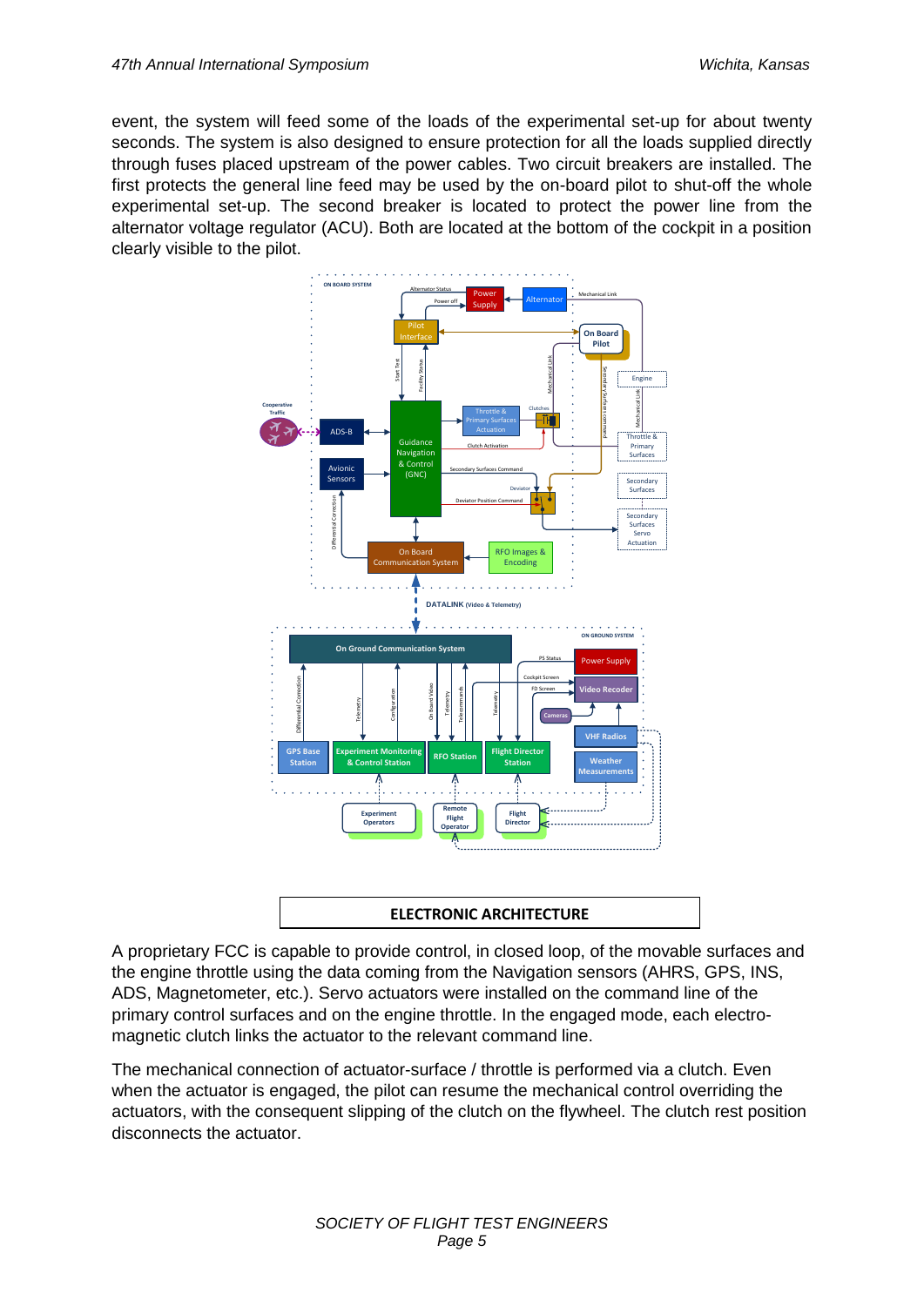event, the system will feed some of the loads of the experimental set-up for about twenty seconds. The system is also designed to ensure protection for all the loads supplied directly through fuses placed upstream of the power cables. Two circuit breakers are installed. The first protects the general line feed may be used by the on-board pilot to shut-off the whole experimental set-up. The second breaker is located to protect the power line from the alternator voltage regulator (ACU). Both are located at the bottom of the cockpit in a position clearly visible to the pilot.

**ELECTRONIC ARCHITECTURE**

A proprietary FCC is capable to provide control, in closed loop, of the movable surfaces and the engine throttle using the data coming from the Navigation sensors (AHRS, GPS, INS, ADS, Magnetometer, etc.). Servo actuators were installed on the command line of the primary control surfaces and on the engine throttle. In the engaged mode, each electro-magnetic clutch links the actuator to the relevant command line.

The mechanical connection of actuator-surface / throttle is performed via a clutch. Even when the actuator is engaged, the pilot can resume the mechanical control overriding the actuators, with the consequent slipping of the clutch on the flywheel. The clutch rest position disconnects the actuator.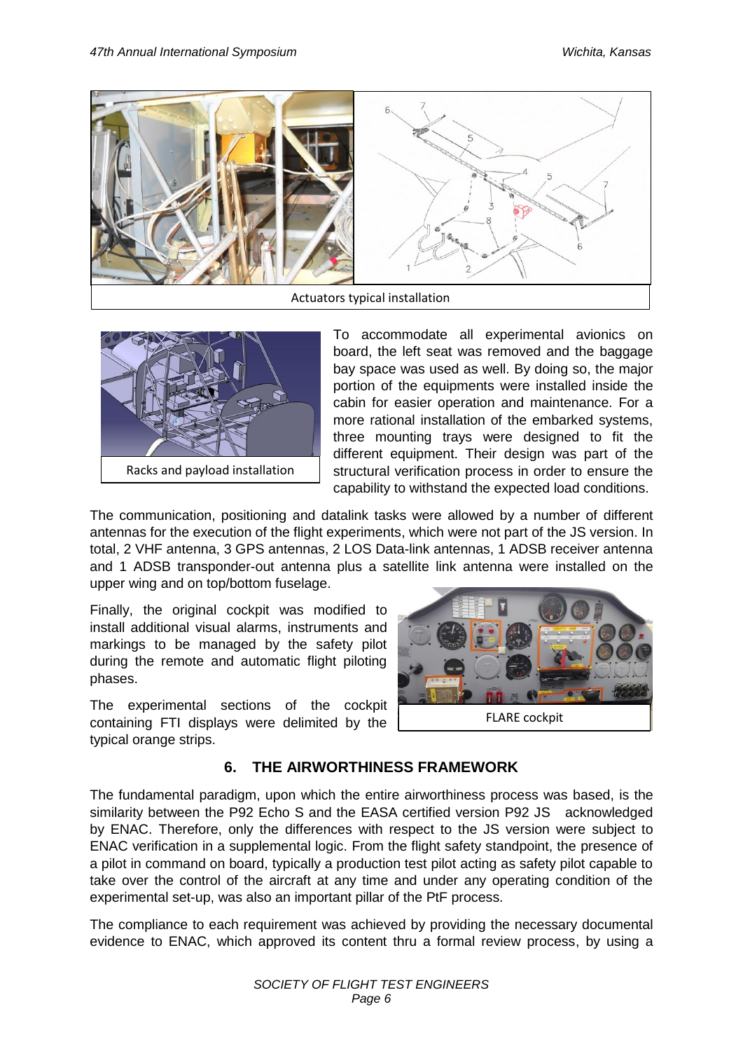Actuators typical installation

Racks and payload installation

To accommodate all experimental avionics on board, the left seat was removed and the baggage bay space was used as well. By doing so, the major portion of the equipments were installed inside the cabin for easier operation and maintenance. For a more rational installation of the embarked systems, three mounting trays were designed to fit the different equipment. Their design was part of the structural verification process in order to ensure the capability to withstand the expected load conditions.

The communication, positioning and datalink tasks were allowed by a number of different antennas for the execution of the flight experiments, which were not part of the JS version. In total, 2 VHF antenna, 3 GPS antennas, 2 LOS Data-link antennas, 1 ADSB receiver antenna and 1 ADSB transponder-out antenna plus a satellite link antenna were installed on the upper wing and on top/bottom fuselage.

Finally, the original cockpit was modified to install additional visual alarms, instruments and markings to be managed by the safety pilot during the remote and automatic flight piloting phases.

The experimental sections of the cockpit containing FTI displays were delimited by the typical orange strips.

FLARE cockpit

## 6. THE AIRWORTHINESS FRAMEWORK

The fundamental paradigm, upon which the entire airworthiness process was based, is the similarity between the P92 Echo S and the EASA certified version P92 JS acknowledged by ENAC. Therefore, only the differences with respect to the JS version were subject to ENAC verification in a supplemental logic. From the flight safety standpoint, the presence of a pilot in command on board, typically a production test pilot acting as safety pilot capable to take over the control of the aircraft at any time and under any operating condition of the experimental set-up, was also an important pillar of the PtF process.

The compliance to each requirement was achieved by providing the necessary documental evidence to ENAC, which approved its content thru a formal review process, by using a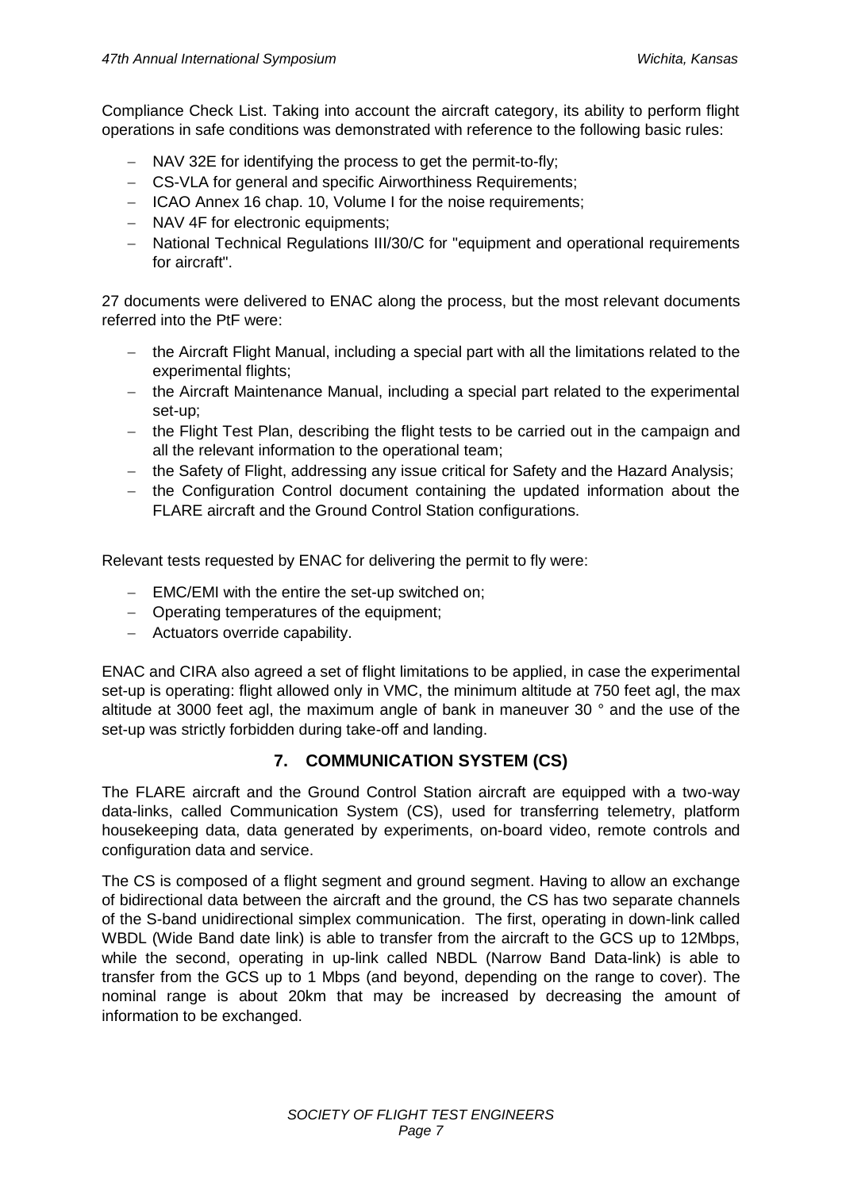Compliance Check List. Taking into account the aircraft category, its ability to perform flight operations in safe conditions was demonstrated with reference to the following basic rules:

- NAV 32E for identifying the process to get the permit-to-fly;
- CS-VLA for general and specific Airworthiness Requirements;
- ICAO Annex 16 chap. 10, Volume I for the noise requirements;
- NAV 4F for electronic equipments;
- National Technical Regulations III/30/C for "equipment and operational requirements for aircraft".

27 documents were delivered to ENAC along the process, but the most relevant documents referred into the PtF were:

- the Aircraft Flight Manual, including a special part with all the limitations related to the experimental flights;
- the Aircraft Maintenance Manual, including a special part related to the experimental set-up;
- the Flight Test Plan, describing the flight tests to be carried out in the campaign and all the relevant information to the operational team;
- the Safety of Flight, addressing any issue critical for Safety and the Hazard Analysis;
- the Configuration Control document containing the updated information about the FLARE aircraft and the Ground Control Station configurations.

Relevant tests requested by ENAC for delivering the permit to fly were:

- EMC/EMI with the entire the set-up switched on;
- Operating temperatures of the equipment;
- Actuators override capability.

ENAC and CIRA also agreed a set of flight limitations to be applied, in case the experimental set-up is operating: flight allowed only in VMC, the minimum altitude at 750 feet agl, the max altitude at 3000 feet agl, the maximum angle of bank in maneuver 30 ° and the use of the set-up was strictly forbidden during take-off and landing.

## 7. COMMUNICATION SYSTEM (CS)

The FLARE aircraft and the Ground Control Station aircraft are equipped with a two-way data-links, called Communication System (CS), used for transferring telemetry, platform housekeeping data, data generated by experiments, on-board video, remote controls and configuration data and service.

The CS is composed of a flight segment and ground segment. Having to allow an exchange of bidirectional data between the aircraft and the ground, the CS has two separate channels of the S-band unidirectional simplex communication. The first, operating in down-link called WBDL (Wide Band date link) is able to transfer from the aircraft to the GCS up to 12Mbps, while the second, operating in up-link called NBDL (Narrow Band Data-link) is able to transfer from the GCS up to 1 Mbps (and beyond, depending on the range to cover). The nominal range is about 20km that may be increased by decreasing the amount of information to be exchanged.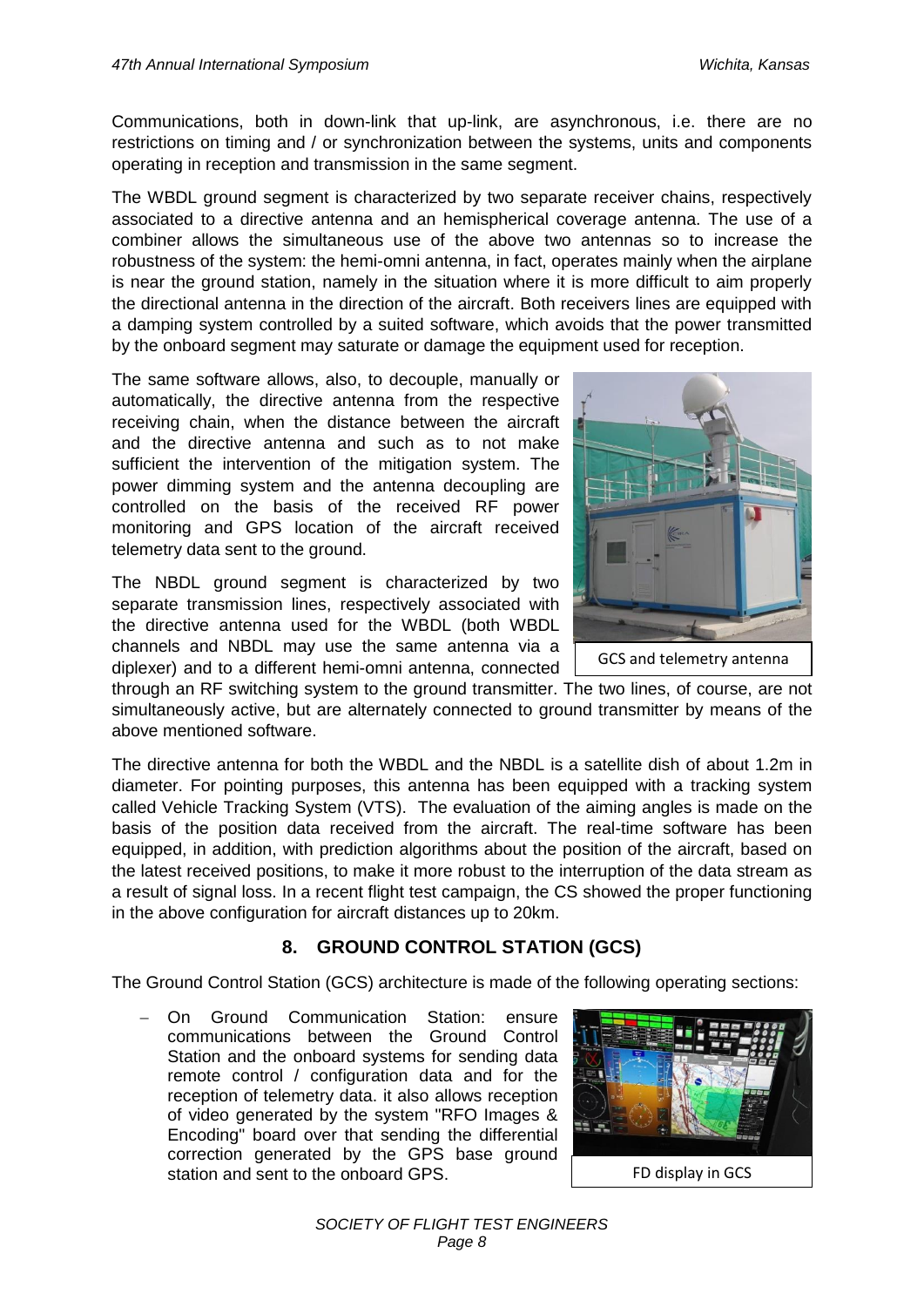Communications, both in down-link that up-link, are asynchronous, i.e. there are no restrictions on timing and / or synchronization between the systems, units and components operating in reception and transmission in the same segment.

The WBDL ground segment is characterized by two separate receiver chains, respectively associated to a directive antenna and an hemispherical coverage antenna. The use of a combiner allows the simultaneous use of the above two antennas so to increase the robustness of the system: the hemi-omni antenna, in fact, operates mainly when the airplane is near the ground station, namely in the situation where it is more difficult to aim properly the directional antenna in the direction of the aircraft. Both receivers lines are equipped with a damping system controlled by a suited software, which avoids that the power transmitted by the onboard segment may saturate or damage the equipment used for reception.

The same software allows, also, to decouple, manually or automatically, the directive antenna from the respective receiving chain, when the distance between the aircraft and the directive antenna and such as to not make sufficient the intervention of the mitigation system. The power dimming system and the antenna decoupling are controlled on the basis of the received RF power monitoring and GPS location of the aircraft received telemetry data sent to the ground.

GCS and telemetry antenna

The NBDL ground segment is characterized by two separate transmission lines, respectively associated with the directive antenna used for the WBDL (both WBDL channels and NBDL may use the same antenna via a diplexer) and to a different hemi-omni antenna, connected through an RF switching system to the ground transmitter. The two lines, of course, are not simultaneously active, but are alternately connected to ground transmitter by means of the above mentioned software.

The directive antenna for both the WBDL and the NBDL is a satellite dish of about 1.2m in diameter. For pointing purposes, this antenna has been equipped with a tracking system called Vehicle Tracking System (VTS). The evaluation of the aiming angles is made on the basis of the position data received from the aircraft. The real-time software has been equipped, in addition, with prediction algorithms about the position of the aircraft, based on the latest received positions, to make it more robust to the interruption of the data stream as a result of signal loss. In a recent flight test campaign, the CS showed the proper functioning in the above configuration for aircraft distances up to 20km.

## 8. GROUND CONTROL STATION (GCS)

The Ground Control Station (GCS) architecture is made of the following operating sections:

- On Ground Communication Station: ensure communications between the Ground Control Station and the onboard systems for sending data remote control / configuration data and for the reception of telemetry data. it also allows reception of video generated by the system "RFO Images & Encoding" board over that sending the differential correction generated by the GPS base ground station and sent to the onboard GPS.

FD display in GCS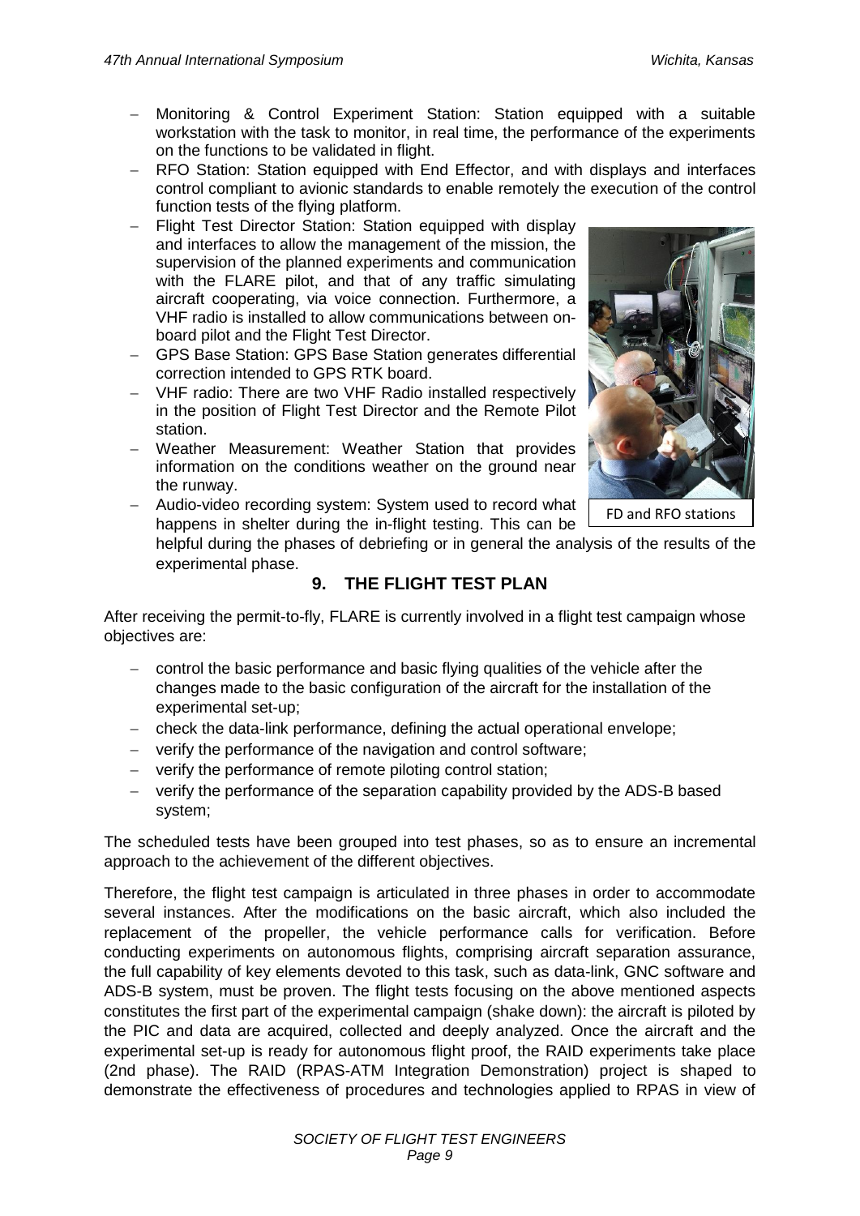- Monitoring & Control Experiment Station: Station equipped with a suitable workstation with the task to monitor, in real time, the performance of the experiments on the functions to be validated in flight.
- RFO Station: Station equipped with End Effector, and with displays and interfaces control compliant to avionic standards to enable remotely the execution of the control function tests of the flying platform.
- Flight Test Director Station: Station equipped with display and interfaces to allow the management of the mission, the supervision of the planned experiments and communication with the FLARE pilot, and that of any traffic simulating aircraft cooperating, via voice connection. Furthermore, a VHF radio is installed to allow communications between on-board pilot and the Flight Test Director.
- GPS Base Station: GPS Base Station generates differential correction intended to GPS RTK board.
- VHF radio: There are two VHF Radio installed respectively in the position of Flight Test Director and the Remote Pilot station.
- Weather Measurement: Weather Station that provides information on the conditions weather on the ground near the runway.
- Audio-video recording system: System used to record what happens in shelter during the in-flight testing. This can be helpful during the phases of debriefing or in general the analysis of the results of the experimental phase.

FD and RFO stations

## 9. THE FLIGHT TEST PLAN

After receiving the permit-to-fly, FLARE is currently involved in a flight test campaign whose objectives are:

- control the basic performance and basic flying qualities of the vehicle after the changes made to the basic configuration of the aircraft for the installation of the experimental set-up;
- check the data-link performance, defining the actual operational envelope;
- verify the performance of the navigation and control software;
- verify the performance of remote piloting control station;
- verify the performance of the separation capability provided by the ADS-B based system;

The scheduled tests have been grouped into test phases, so as to ensure an incremental approach to the achievement of the different objectives.

Therefore, the flight test campaign is articulated in three phases in order to accommodate several instances. After the modifications on the basic aircraft, which also included the replacement of the propeller, the vehicle performance calls for verification. Before conducting experiments on autonomous flights, comprising aircraft separation assurance, the full capability of key elements devoted to this task, such as data-link, GNC software and ADS-B system, must be proven. The flight tests focusing on the above mentioned aspects constitutes the first part of the experimental campaign (shake down): the aircraft is piloted by the PIC and data are acquired, collected and deeply analyzed. Once the aircraft and the experimental set-up is ready for autonomous flight proof, the RAID experiments take place (2nd phase). The RAID (RPAS-ATM Integration Demonstration) project is shaped to demonstrate the effectiveness of procedures and technologies applied to RPAS in view of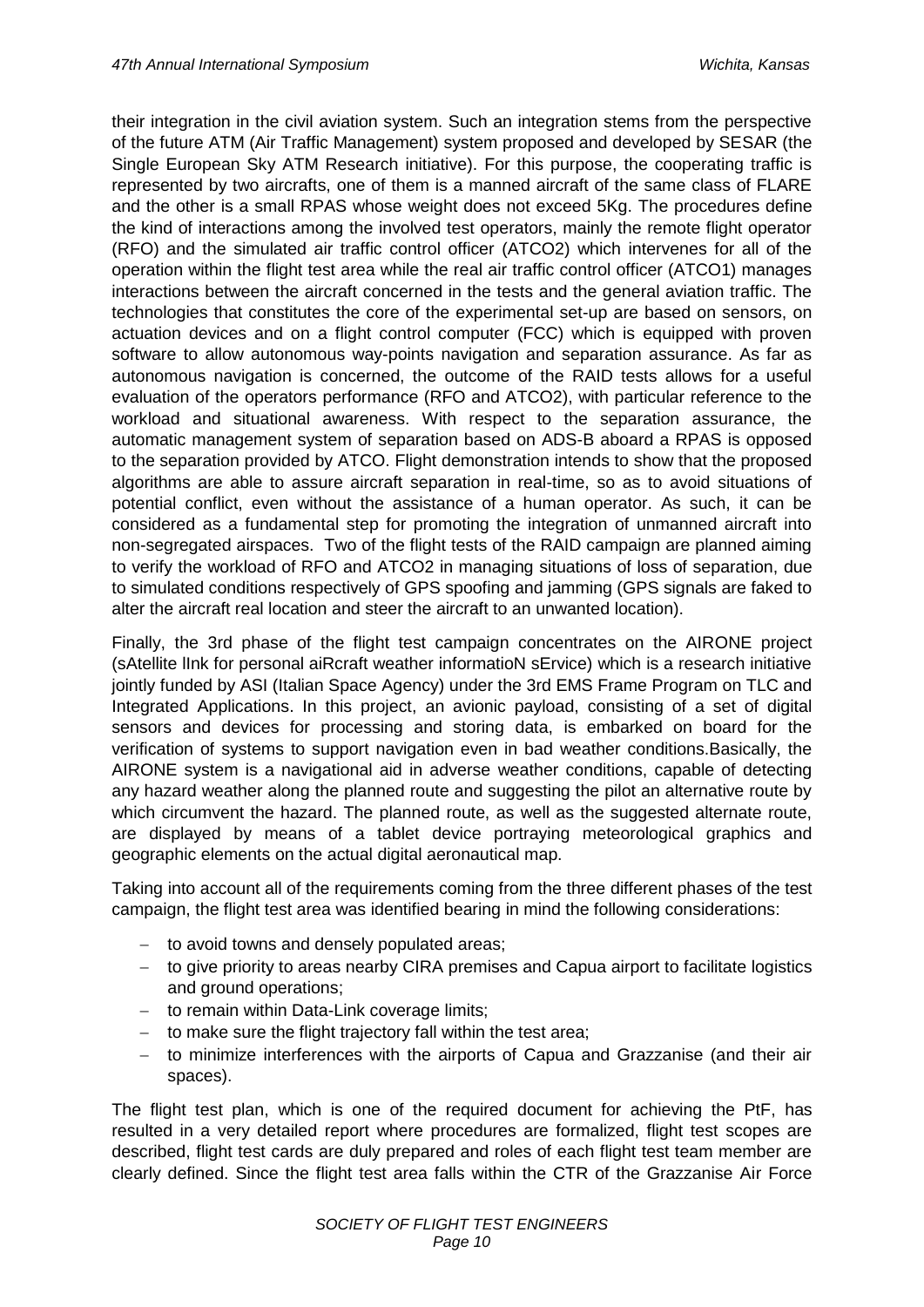their integration in the civil aviation system. Such an integration stems from the perspective of the future ATM (Air Traffic Management) system proposed and developed by SESAR (the Single European Sky ATM Research initiative). For this purpose, the cooperating traffic is represented by two aircrafts, one of them is a manned aircraft of the same class of FLARE and the other is a small RPAS whose weight does not exceed 5Kg. The procedures define the kind of interactions among the involved test operators, mainly the remote flight operator (RFO) and the simulated air traffic control officer (ATCO2) which intervenes for all of the operation within the flight test area while the real air traffic control officer (ATCO1) manages interactions between the aircraft concerned in the tests and the general aviation traffic. The technologies that constitutes the core of the experimental set-up are based on sensors, on actuation devices and on a flight control computer (FCC) which is equipped with proven software to allow autonomous way-points navigation and separation assurance. As far as autonomous navigation is concerned, the outcome of the RAID tests allows for a useful evaluation of the operators performance (RFO and ATCO2), with particular reference to the workload and situational awareness. With respect to the separation assurance, the automatic management system of separation based on ADS-B aboard a RPAS is opposed to the separation provided by ATCO. Flight demonstration intends to show that the proposed algorithms are able to assure aircraft separation in real-time, so as to avoid situations of potential conflict, even without the assistance of a human operator. As such, it can be considered as a fundamental step for promoting the integration of unmanned aircraft into non-segregated airspaces. Two of the flight tests of the RAID campaign are planned aiming to verify the workload of RFO and ATCO2 in managing situations of loss of separation, due to simulated conditions respectively of GPS spoofing and jamming (GPS signals are faked to alter the aircraft real location and steer the aircraft to an unwanted location).

Finally, the 3rd phase of the flight test campaign concentrates on the AIRONE project (sAtellite lInk for personal aiRcraft weather informatioN sErvice) which is a research initiative jointly funded by ASI (Italian Space Agency) under the 3rd EMS Frame Program on TLC and Integrated Applications. In this project, an avionic payload, consisting of a set of digital sensors and devices for processing and storing data, is embarked on board for the verification of systems to support navigation even in bad weather conditions.Basically, the AIRONE system is a navigational aid in adverse weather conditions, capable of detecting any hazard weather along the planned route and suggesting the pilot an alternative route by which circumvent the hazard. The planned route, as well as the suggested alternate route, are displayed by means of a tablet device portraying meteorological graphics and geographic elements on the actual digital aeronautical map.

Taking into account all of the requirements coming from the three different phases of the test campaign, the flight test area was identified bearing in mind the following considerations:

- to avoid towns and densely populated areas;
- to give priority to areas nearby CIRA premises and Capua airport to facilitate logistics and ground operations;
- to remain within Data-Link coverage limits;
- to make sure the flight trajectory fall within the test area;
- to minimize interferences with the airports of Capua and Grazzanise (and their air spaces).

The flight test plan, which is one of the required document for achieving the PtF, has resulted in a very detailed report where procedures are formalized, flight test scopes are described, flight test cards are duly prepared and roles of each flight test team member are clearly defined. Since the flight test area falls within the CTR of the Grazzanise Air Force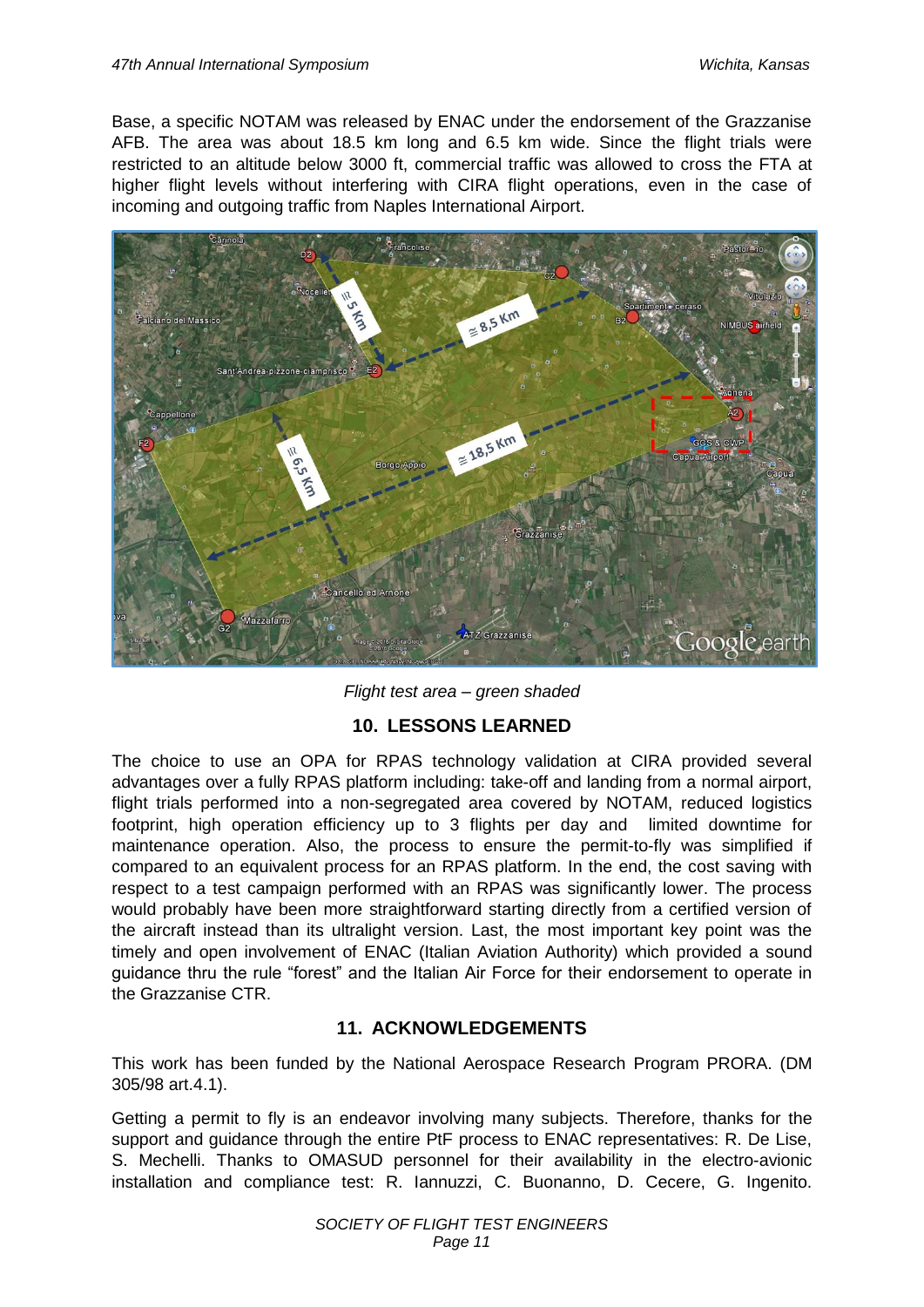Base, a specific NOTAM was released by ENAC under the endorsement of the Grazzanise AFB. The area was about 18.5 km long and 6.5 km wide. Since the flight trials were restricted to an altitude below 3000 ft, commercial traffic was allowed to cross the FTA at higher flight levels without interfering with CIRA flight operations, even in the case of incoming and outgoing traffic from Naples International Airport.

*Flight test area – green shaded*

## 10. LESSONS LEARNED

The choice to use an OPA for RPAS technology validation at CIRA provided several advantages over a fully RPAS platform including: take-off and landing from a normal airport, flight trials performed into a non-segregated area covered by NOTAM, reduced logistics footprint, high operation efficiency up to 3 flights per day and limited downtime for maintenance operation. Also, the process to ensure the permit-to-fly was simplified if compared to an equivalent process for an RPAS platform. In the end, the cost saving with respect to a test campaign performed with an RPAS was significantly lower. The process would probably have been more straightforward starting directly from a certified version of the aircraft instead than its ultralight version. Last, the most important key point was the timely and open involvement of ENAC (Italian Aviation Authority) which provided a sound guidance thru the rule "forest" and the Italian Air Force for their endorsement to operate in the Grazzanise CTR.

## 11. ACKNOWLEDGEMENTS

This work has been funded by the National Aerospace Research Program PRORA. (DM 305/98 art.4.1).

Getting a permit to fly is an endeavor involving many subjects. Therefore, thanks for the support and guidance through the entire PtF process to ENAC representatives: R. De Lise, S. Mechelli. Thanks to OMASUD personnel for their availability in the electro-avionic installation and compliance test: R. Iannuzzi, C. Buonanno, D. Cecere, G. Ingenito.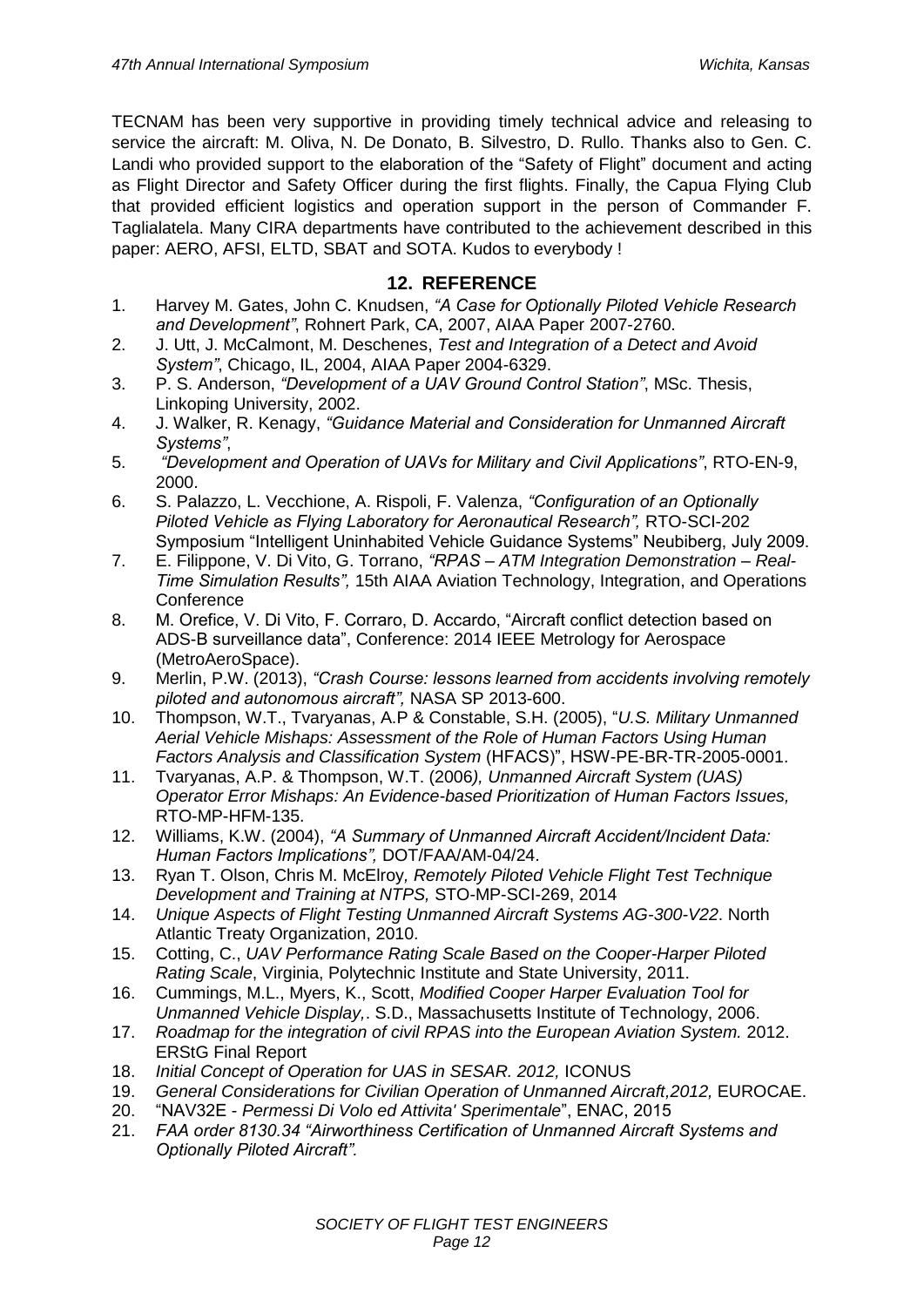TECNAM has been very supportive in providing timely technical advice and releasing to service the aircraft: M. Oliva, N. De Donato, B. Silvestro, D. Rullo. Thanks also to Gen. C. Landi who provided support to the elaboration of the "Safety of Flight" document and acting as Flight Director and Safety Officer during the first flights. Finally, the Capua Flying Club that provided efficient logistics and operation support in the person of Commander F. Taglialatela. Many CIRA departments have contributed to the achievement described in this paper: AERO, AFSI, ELTD, SBAT and SOTA. Kudos to everybody !

## 12. REFERENCE

1. Harvey M. Gates, John C. Knudsen, *"A Case for Optionally Piloted Vehicle Research and Development"*, Rohnert Park, CA, 2007, AIAA Paper 2007-2760.
2. J. Utt, J. McCalmont, M. Deschenes, *Test and Integration of a Detect and Avoid System"*, Chicago, IL, 2004, AIAA Paper 2004-6329.
3. P. S. Anderson, *"Development of a UAV Ground Control Station"*, MSc. Thesis, Linkoping University, 2002.
4. J. Walker, R. Kenagy, *"Guidance Material and Consideration for Unmanned Aircraft Systems"*,
5. *"Development and Operation of UAVs for Military and Civil Applications"*, RTO-EN-9, 2000.
6. S. Palazzo, L. Vecchione, A. Rispoli, F. Valenza, *"Configuration of an Optionally Piloted Vehicle as Flying Laboratory for Aeronautical Research",* RTO-SCI-202 Symposium "Intelligent Uninhabited Vehicle Guidance Systems" Neubiberg, July 2009.
7. E. Filippone, V. Di Vito, G. Torrano, *"RPAS – ATM Integration Demonstration – Real-Time Simulation Results",* 15th AIAA Aviation Technology, Integration, and Operations Conference
8. M. Orefice, V. Di Vito, F. Corraro, D. Accardo, "Aircraft conflict detection based on ADS-B surveillance data", Conference: 2014 IEEE Metrology for Aerospace (MetroAeroSpace).
9. Merlin, P.W. (2013), *"Crash Course: lessons learned from accidents involving remotely piloted and autonomous aircraft",* NASA SP 2013-600.
10. Thompson, W.T., Tvaryanas, A.P & Constable, S.H. (2005), "*U.S. Military Unmanned Aerial Vehicle Mishaps: Assessment of the Role of Human Factors Using Human Factors Analysis and Classification System* (HFACS)", HSW-PE-BR-TR-2005-0001.
11. Tvaryanas, A.P. & Thompson, W.T. (2006*), Unmanned Aircraft System (UAS) Operator Error Mishaps: An Evidence-based Prioritization of Human Factors Issues,* RTO-MP-HFM-135.
12. Williams, K.W. (2004), *"A Summary of Unmanned Aircraft Accident/Incident Data: Human Factors Implications",* DOT/FAA/AM-04/24.
13. Ryan T. Olson, Chris M. McElroy*, Remotely Piloted Vehicle Flight Test Technique Development and Training at NTPS,* STO-MP-SCI-269, 2014
14. *Unique Aspects of Flight Testing Unmanned Aircraft Systems AG-300-V22*. North Atlantic Treaty Organization, 2010.
15. Cotting, C., *UAV Performance Rating Scale Based on the Cooper-Harper Piloted Rating Scale*, Virginia, Polytechnic Institute and State University, 2011.
16. Cummings, M.L., Myers, K., Scott, *Modified Cooper Harper Evaluation Tool for Unmanned Vehicle Display,*. S.D., Massachusetts Institute of Technology, 2006.
17. *Roadmap for the integration of civil RPAS into the European Aviation System.* 2012. ERStG Final Report
18. *Initial Concept of Operation for UAS in SESAR. 2012,* ICONUS
19. *General Considerations for Civilian Operation of Unmanned Aircraft,2012,* EUROCAE.
20. "NAV32E - *Permessi Di Volo ed Attivita' Sperimentale*", ENAC, 2015
21. *FAA order 8130.34 "Airworthiness Certification of Unmanned Aircraft Systems and Optionally Piloted Aircraft".*